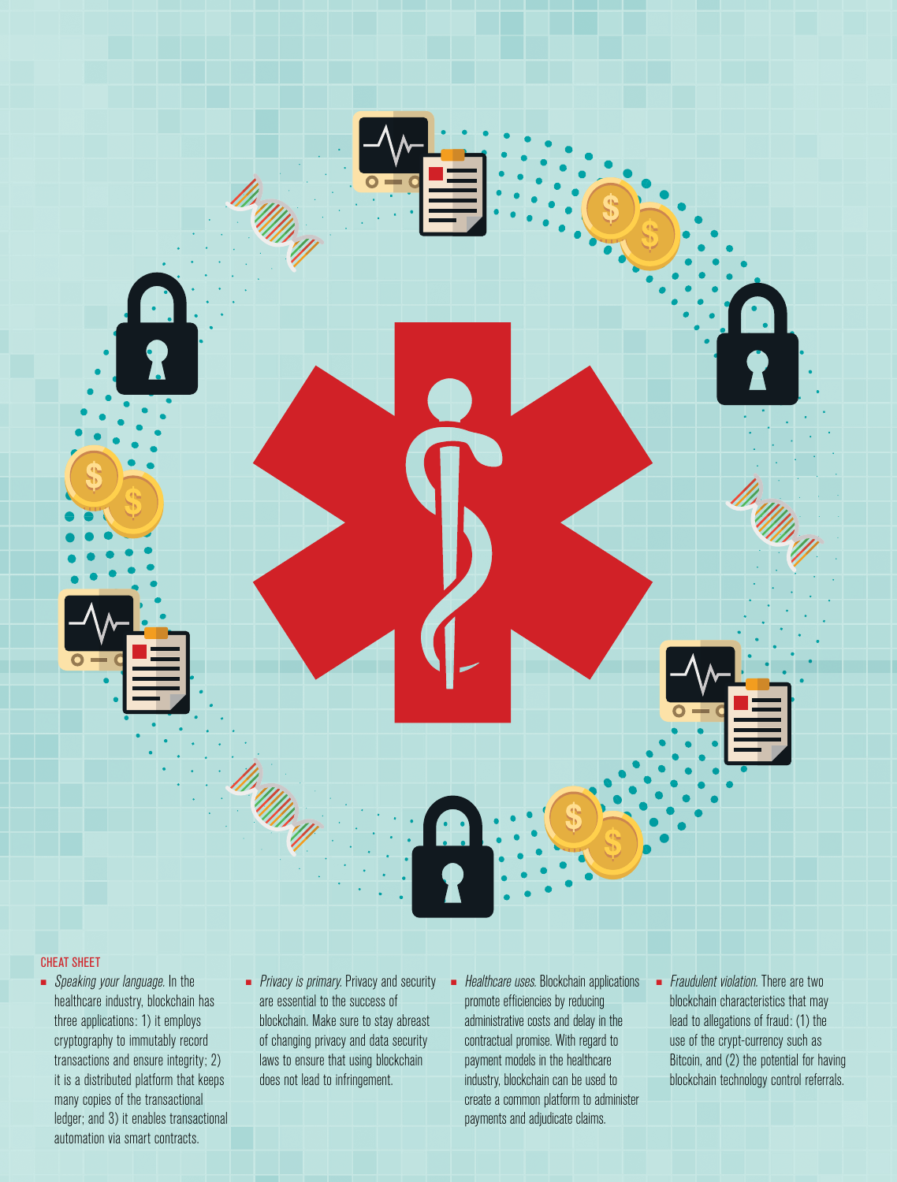CHEAT SHEET

- *Speaking your language.* In the healthcare industry, blockchain has three applications: 1) it employs cryptography to immutably record transactions and ensure integrity; 2) it is a distributed platform that keeps many copies of the transactional ledger; and 3) it enables transactional automation via smart contracts.
- *Privacy is primary.* Privacy and security are essential to the success of blockchain. Make sure to stay abreast of changing privacy and data security laws to ensure that using blockchain does not lead to infringement.
- *Healthcare uses.* Blockchain applications promote efficiencies by reducing administrative costs and delay in the contractual promise. With regard to payment models in the healthcare industry, blockchain can be used to create a common platform to administer payments and adjudicate claims.
- *Fraudulent violation.* There are two blockchain characteristics that may lead to allegations of fraud: (1) the use of the crypt-currency such as Bitcoin, and (2) the potential for having blockchain technology control referrals.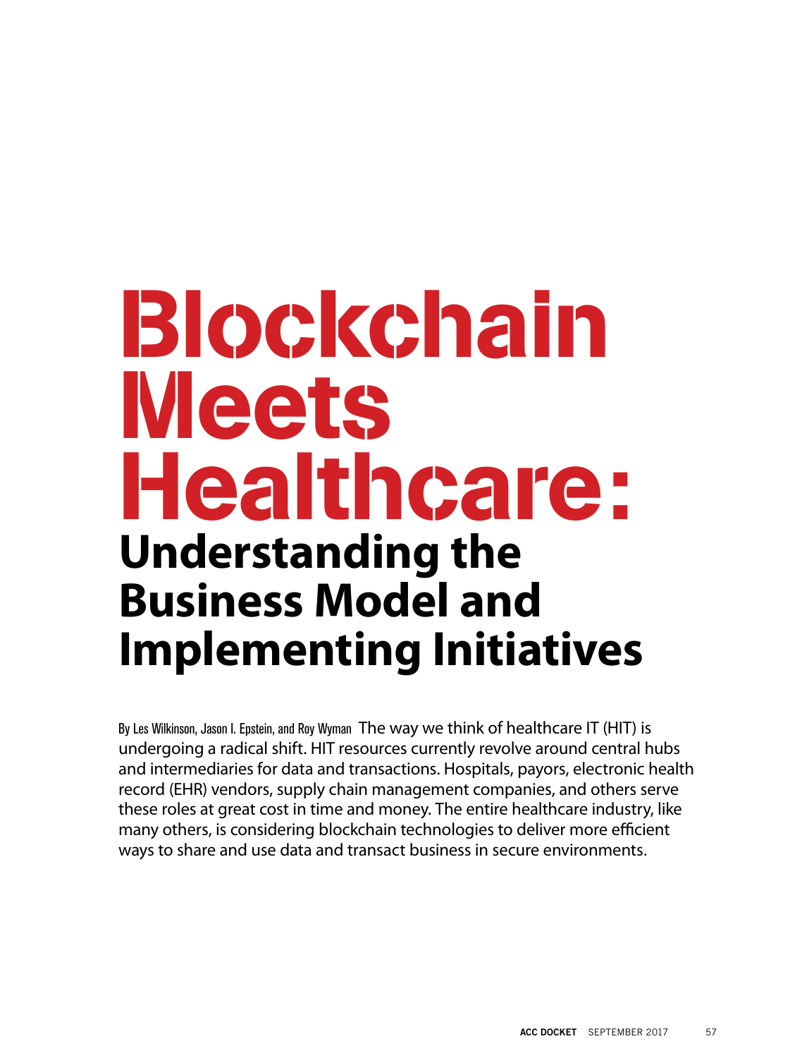# Blockchain Meets Healthcare:

## Understanding the Business Model and Implementing Initiatives

By Les Wilkinson, Jason I. Epstein, and Roy Wyman The way we think of healthcare IT (HIT) is undergoing a radical shift. HIT resources currently revolve around central hubs and intermediaries for data and transactions. Hospitals, payors, electronic health record (EHR) vendors, supply chain management companies, and others serve these roles at great cost in time and money. The entire healthcare industry, like many others, is considering blockchain technologies to deliver more efficient ways to share and use data and transact business in secure environments.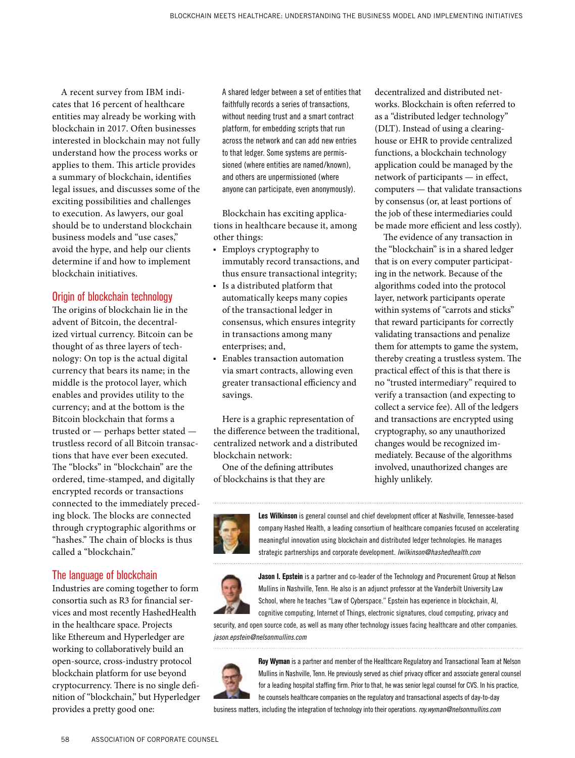A recent survey from IBM indicates that 16 percent of healthcare entities may already be working with blockchain in 2017. Often businesses interested in blockchain may not fully understand how the process works or applies to them. This article provides a summary of blockchain, identifies legal issues, and discusses some of the exciting possibilities and challenges to execution. As lawyers, our goal should be to understand blockchain business models and "use cases," avoid the hype, and help our clients determine if and how to implement blockchain initiatives.

## Origin of blockchain technology

The origins of blockchain lie in the advent of Bitcoin, the decentralized virtual currency. Bitcoin can be thought of as three layers of technology: On top is the actual digital currency that bears its name; in the middle is the protocol layer, which enables and provides utility to the currency; and at the bottom is the Bitcoin blockchain that forms a trusted or — perhaps better stated — trustless record of all Bitcoin transactions that have ever been executed. The "blocks" in "blockchain" are the ordered, time-stamped, and digitally encrypted records or transactions connected to the immediately preceding block. The blocks are connected through cryptographic algorithms or "hashes." The chain of blocks is thus called a "blockchain."

## The language of blockchain

Industries are coming together to form consortia such as R3 for financial services and most recently HashedHealth in the healthcare space. Projects like Ethereum and Hyperledger are working to collaboratively build an open-source, cross-industry protocol blockchain platform for use beyond cryptocurrency. There is no single definition of "blockchain," but Hyperledger provides a pretty good one:

> A shared ledger between a set of entities that faithfully records a series of transactions, without needing trust and a smart contract platform, for embedding scripts that run across the network and can add new entries to that ledger. Some systems are permissioned (where entities are named/known), and others are unpermissioned (where anyone can participate, even anonymously).

Blockchain has exciting applications in healthcare because it, among other things:

- Employs cryptography to immutably record transactions, and thus ensure transactional integrity;
- Is a distributed platform that automatically keeps many copies of the transactional ledger in consensus, which ensures integrity in transactions among many enterprises; and,
- Enables transaction automation via smart contracts, allowing even greater transactional efficiency and savings.

Here is a graphic representation of the difference between the traditional, centralized network and a distributed blockchain network:

One of the defining attributes of blockchains is that they are decentralized and distributed networks. Blockchain is often referred to as a "distributed ledger technology" (DLT). Instead of using a clearinghouse or EHR to provide centralized functions, a blockchain technology application could be managed by the network of participants — in effect, computers — that validate transactions by consensus (or, at least portions of the job of these intermediaries could be made more efficient and less costly).

The evidence of any transaction in the "blockchain" is in a shared ledger that is on every computer participating in the network. Because of the algorithms coded into the protocol layer, network participants operate within systems of "carrots and sticks" that reward participants for correctly validating transactions and penalize them for attempts to game the system, thereby creating a trustless system. The practical effect of this is that there is no "trusted intermediary" required to verify a transaction (and expecting to collect a service fee). All of the ledgers and transactions are encrypted using cryptography, so any unauthorized changes would be recognized immediately. Because of the algorithms involved, unauthorized changes are highly unlikely.

---

**Les Wilkinson** is general counsel and chief development officer at Nashville, Tennessee-based company Hashed Health, a leading consortium of healthcare companies focused on accelerating meaningful innovation using blockchain and distributed ledger technologies. He manages strategic partnerships and corporate development. *lwilkinson@hashedhealth.com*

**Jason I. Epstein** is a partner and co-leader of the Technology and Procurement Group at Nelson Mullins in Nashville, Tenn. He also is an adjunct professor at the Vanderbilt University Law School, where he teaches "Law of Cyberspace." Epstein has experience in blockchain, AI, cognitive computing, Internet of Things, electronic signatures, cloud computing, privacy and security, and open source code, as well as many other technology issues facing healthcare and other companies. *jason.epstein@nelsonmullins.com*

**Roy Wyman** is a partner and member of the Healthcare Regulatory and Transactional Team at Nelson Mullins in Nashville, Tenn. He previously served as chief privacy officer and associate general counsel for a leading hospital staffing firm. Prior to that, he was senior legal counsel for CVS. In his practice, he counsels healthcare companies on the regulatory and transactional aspects of day-to-day business matters, including the integration of technology into their operations. *roy.wyman@nelsonmullins.com*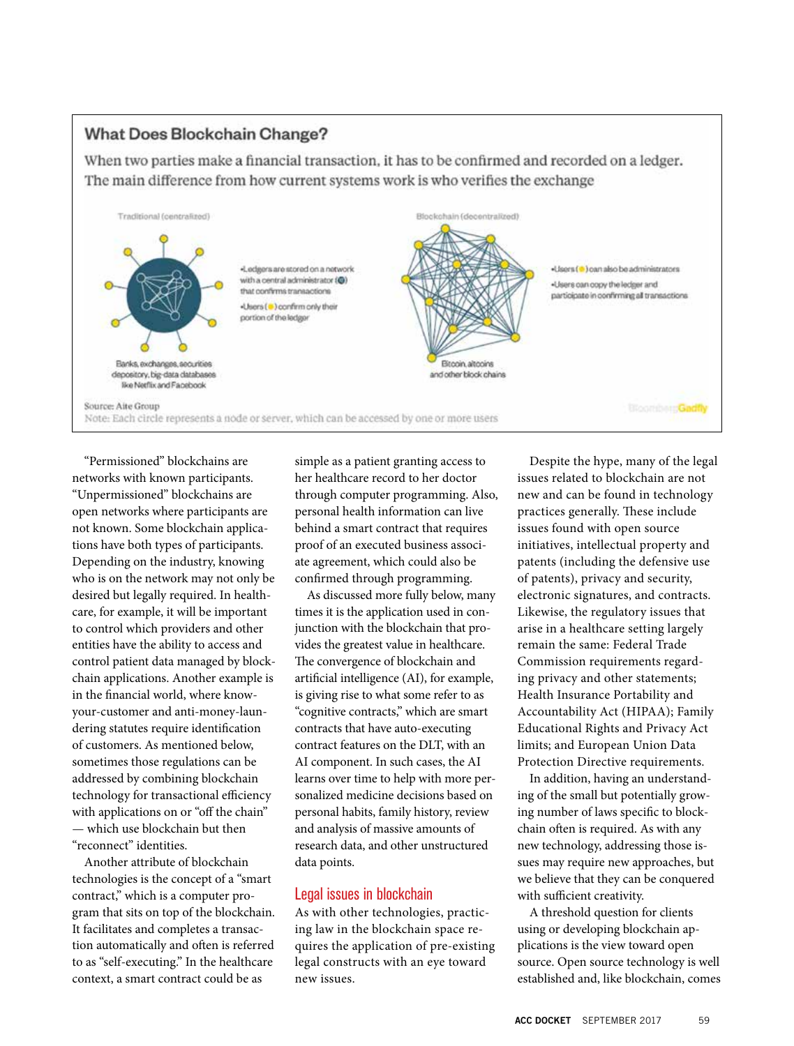## What Does Blockchain Change?

When two parties make a financial transaction, it has to be confirmed and recorded on a ledger. The main difference from how current systems work is who verifies the exchange

Traditional (centralized)

- Ledgers are stored on a network with a central administrator that confirms transactions
- Users confirm only their portion of the ledger

Banks, exchanges, securities depository, big-data databases like Netflix and Facebook

Blockchain (decentralized)

- Users can also be administrators
- Users can copy the ledger and participate in confirming all transactions

Bitcoin, altcoins and other block chains

Source: Aite Group
Note: Each circle represents a node or server, which can be accessed by one or more users

Bloomberg Gadfly

"Permissioned" blockchains are networks with known participants. "Unpermissioned" blockchains are open networks where participants are not known. Some blockchain applications have both types of participants. Depending on the industry, knowing who is on the network may not only be desired but legally required. In healthcare, for example, it will be important to control which providers and other entities have the ability to access and control patient data managed by blockchain applications. Another example is in the financial world, where know-your-customer and anti-money-laundering statutes require identification of customers. As mentioned below, sometimes those regulations can be addressed by combining blockchain technology for transactional efficiency with applications on or "off the chain" — which use blockchain but then "reconnect" identities.

Another attribute of blockchain technologies is the concept of a "smart contract," which is a computer program that sits on top of the blockchain. It facilitates and completes a transaction automatically and often is referred to as "self-executing." In the healthcare context, a smart contract could be as simple as a patient granting access to her healthcare record to her doctor through computer programming. Also, personal health information can live behind a smart contract that requires proof of an executed business associate agreement, which could also be confirmed through programming.

As discussed more fully below, many times it is the application used in conjunction with the blockchain that provides the greatest value in healthcare. The convergence of blockchain and artificial intelligence (AI), for example, is giving rise to what some refer to as "cognitive contracts," which are smart contracts that have auto-executing contract features on the DLT, with an AI component. In such cases, the AI learns over time to help with more personalized medicine decisions based on personal habits, family history, review and analysis of massive amounts of research data, and other unstructured data points.

## Legal issues in blockchain

As with other technologies, practicing law in the blockchain space requires the application of pre-existing legal constructs with an eye toward new issues.

Despite the hype, many of the legal issues related to blockchain are not new and can be found in technology practices generally. These include issues found with open source initiatives, intellectual property and patents (including the defensive use of patents), privacy and security, electronic signatures, and contracts. Likewise, the regulatory issues that arise in a healthcare setting largely remain the same: Federal Trade Commission requirements regarding privacy and other statements; Health Insurance Portability and Accountability Act (HIPAA); Family Educational Rights and Privacy Act limits; and European Union Data Protection Directive requirements.

In addition, having an understanding of the small but potentially growing number of laws specific to blockchain often is required. As with any new technology, addressing those issues may require new approaches, but we believe that they can be conquered with sufficient creativity.

A threshold question for clients using or developing blockchain applications is the view toward open source. Open source technology is well established and, like blockchain, comes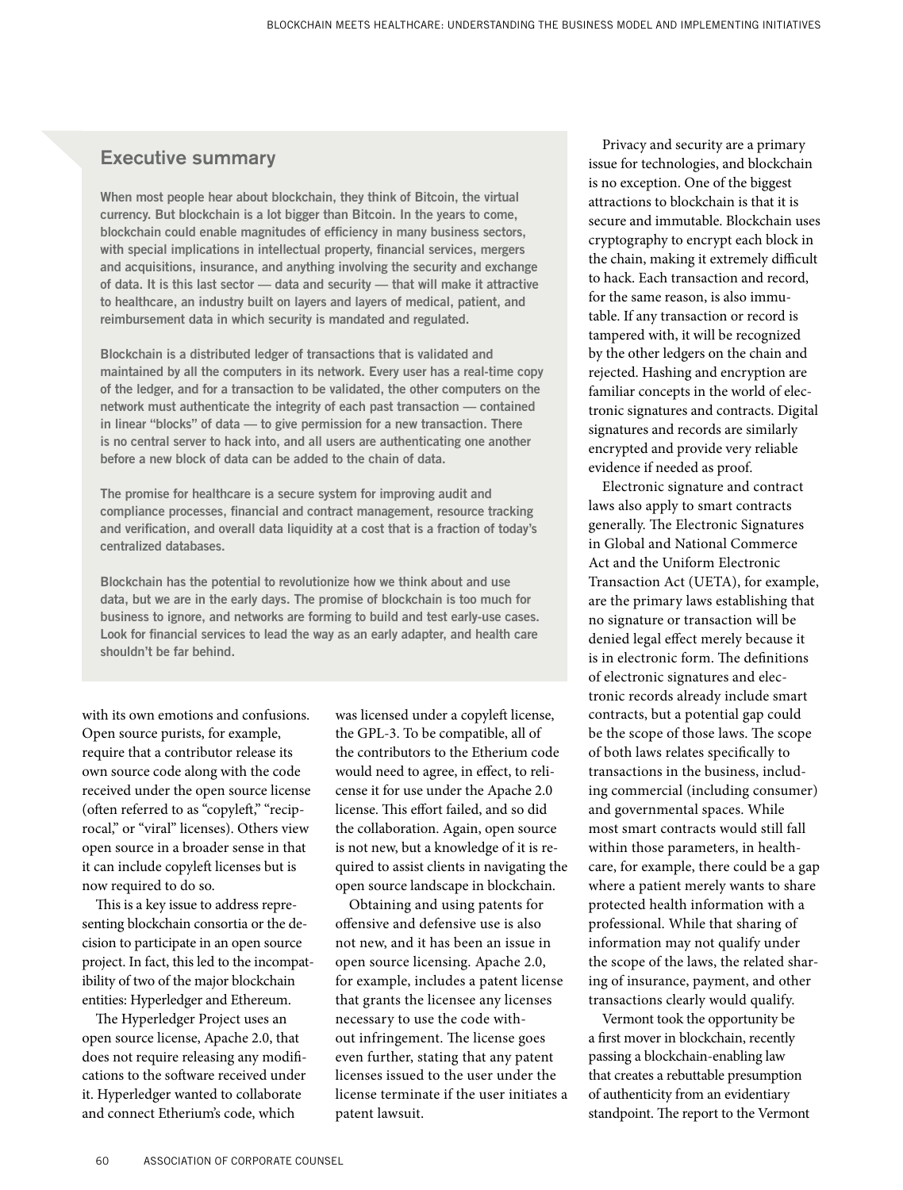## Executive summary

**When most people hear about blockchain, they think of Bitcoin, the virtual currency. But blockchain is a lot bigger than Bitcoin. In the years to come, blockchain could enable magnitudes of efficiency in many business sectors, with special implications in intellectual property, financial services, mergers and acquisitions, insurance, and anything involving the security and exchange of data. It is this last sector — data and security — that will make it attractive to healthcare, an industry built on layers and layers of medical, patient, and reimbursement data in which security is mandated and regulated.**

**Blockchain is a distributed ledger of transactions that is validated and maintained by all the computers in its network. Every user has a real-time copy of the ledger, and for a transaction to be validated, the other computers on the network must authenticate the integrity of each past transaction — contained in linear "blocks" of data — to give permission for a new transaction. There is no central server to hack into, and all users are authenticating one another before a new block of data can be added to the chain of data.**

**The promise for healthcare is a secure system for improving audit and compliance processes, financial and contract management, resource tracking and verification, and overall data liquidity at a cost that is a fraction of today's centralized databases.**

**Blockchain has the potential to revolutionize how we think about and use data, but we are in the early days. The promise of blockchain is too much for business to ignore, and networks are forming to build and test early-use cases. Look for financial services to lead the way as an early adapter, and health care shouldn't be far behind.**

with its own emotions and confusions. Open source purists, for example, require that a contributor release its own source code along with the code received under the open source license (often referred to as "copyleft," "reciprocal," or "viral" licenses). Others view open source in a broader sense in that it can include copyleft licenses but is now required to do so.

This is a key issue to address representing blockchain consortia or the decision to participate in an open source project. In fact, this led to the incompatibility of two of the major blockchain entities: Hyperledger and Ethereum.

The Hyperledger Project uses an open source license, Apache 2.0, that does not require releasing any modifications to the software received under it. Hyperledger wanted to collaborate and connect Etherium's code, which was licensed under a copyleft license, the GPL-3. To be compatible, all of the contributors to the Etherium code would need to agree, in effect, to relicense it for use under the Apache 2.0 license. This effort failed, and so did the collaboration. Again, open source is not new, but a knowledge of it is required to assist clients in navigating the open source landscape in blockchain.

Obtaining and using patents for offensive and defensive use is also not new, and it has been an issue in open source licensing. Apache 2.0, for example, includes a patent license that grants the licensee any licenses necessary to use the code without infringement. The license goes even further, stating that any patent licenses issued to the user under the license terminate if the user initiates a patent lawsuit.

Privacy and security are a primary issue for technologies, and blockchain is no exception. One of the biggest attractions to blockchain is that it is secure and immutable. Blockchain uses cryptography to encrypt each block in the chain, making it extremely difficult to hack. Each transaction and record, for the same reason, is also immutable. If any transaction or record is tampered with, it will be recognized by the other ledgers on the chain and rejected. Hashing and encryption are familiar concepts in the world of electronic signatures and contracts. Digital signatures and records are similarly encrypted and provide very reliable evidence if needed as proof.

Electronic signature and contract laws also apply to smart contracts generally. The Electronic Signatures in Global and National Commerce Act and the Uniform Electronic Transaction Act (UETA), for example, are the primary laws establishing that no signature or transaction will be denied legal effect merely because it is in electronic form. The definitions of electronic signatures and electronic records already include smart contracts, but a potential gap could be the scope of those laws. The scope of both laws relates specifically to transactions in the business, including commercial (including consumer) and governmental spaces. While most smart contracts would still fall within those parameters, in healthcare, for example, there could be a gap where a patient merely wants to share protected health information with a professional. While that sharing of information may not qualify under the scope of the laws, the related sharing of insurance, payment, and other transactions clearly would qualify.

Vermont took the opportunity be a first mover in blockchain, recently passing a blockchain-enabling law that creates a rebuttable presumption of authenticity from an evidentiary standpoint. The report to the Vermont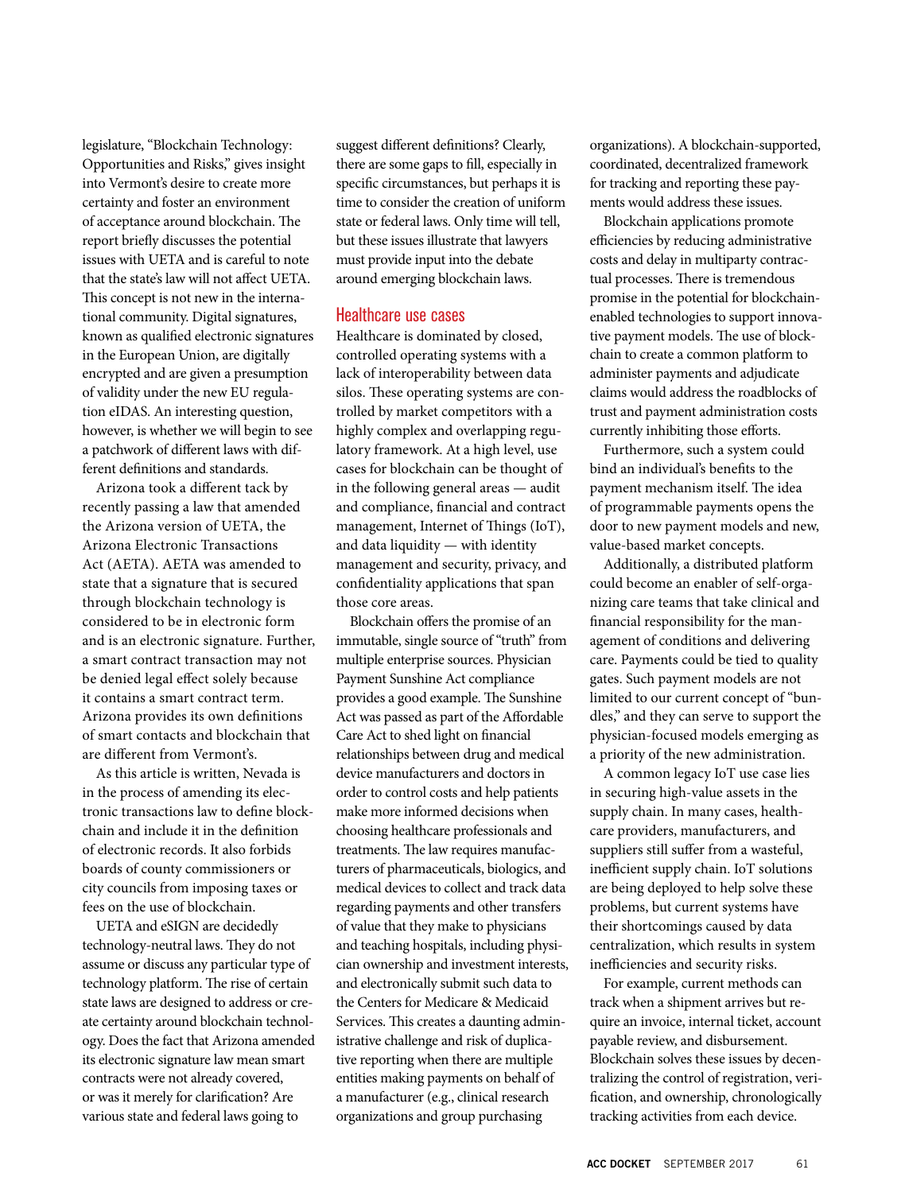legislature, "Blockchain Technology: Opportunities and Risks," gives insight into Vermont's desire to create more certainty and foster an environment of acceptance around blockchain. The report briefly discusses the potential issues with UETA and is careful to note that the state's law will not affect UETA. This concept is not new in the international community. Digital signatures, known as qualified electronic signatures in the European Union, are digitally encrypted and are given a presumption of validity under the new EU regulation eIDAS. An interesting question, however, is whether we will begin to see a patchwork of different laws with different definitions and standards.

Arizona took a different tack by recently passing a law that amended the Arizona version of UETA, the Arizona Electronic Transactions Act (AETA). AETA was amended to state that a signature that is secured through blockchain technology is considered to be in electronic form and is an electronic signature. Further, a smart contract transaction may not be denied legal effect solely because it contains a smart contract term. Arizona provides its own definitions of smart contacts and blockchain that are different from Vermont's.

As this article is written, Nevada is in the process of amending its electronic transactions law to define blockchain and include it in the definition of electronic records. It also forbids boards of county commissioners or city councils from imposing taxes or fees on the use of blockchain.

UETA and eSIGN are decidedly technology-neutral laws. They do not assume or discuss any particular type of technology platform. The rise of certain state laws are designed to address or create certainty around blockchain technology. Does the fact that Arizona amended its electronic signature law mean smart contracts were not already covered, or was it merely for clarification? Are various state and federal laws going to suggest different definitions? Clearly, there are some gaps to fill, especially in specific circumstances, but perhaps it is time to consider the creation of uniform state or federal laws. Only time will tell, but these issues illustrate that lawyers must provide input into the debate around emerging blockchain laws.

## Healthcare use cases

Healthcare is dominated by closed, controlled operating systems with a lack of interoperability between data silos. These operating systems are controlled by market competitors with a highly complex and overlapping regulatory framework. At a high level, use cases for blockchain can be thought of in the following general areas — audit and compliance, financial and contract management, Internet of Things (IoT), and data liquidity — with identity management and security, privacy, and confidentiality applications that span those core areas.

Blockchain offers the promise of an immutable, single source of "truth" from multiple enterprise sources. Physician Payment Sunshine Act compliance provides a good example. The Sunshine Act was passed as part of the Affordable Care Act to shed light on financial relationships between drug and medical device manufacturers and doctors in order to control costs and help patients make more informed decisions when choosing healthcare professionals and treatments. The law requires manufacturers of pharmaceuticals, biologics, and medical devices to collect and track data regarding payments and other transfers of value that they make to physicians and teaching hospitals, including physician ownership and investment interests, and electronically submit such data to the Centers for Medicare & Medicaid Services. This creates a daunting administrative challenge and risk of duplicative reporting when there are multiple entities making payments on behalf of a manufacturer (e.g., clinical research organizations and group purchasing organizations). A blockchain-supported, coordinated, decentralized framework for tracking and reporting these payments would address these issues.

Blockchain applications promote efficiencies by reducing administrative costs and delay in multiparty contractual processes. There is tremendous promise in the potential for blockchain-enabled technologies to support innovative payment models. The use of blockchain to create a common platform to administer payments and adjudicate claims would address the roadblocks of trust and payment administration costs currently inhibiting those efforts.

Furthermore, such a system could bind an individual's benefits to the payment mechanism itself. The idea of programmable payments opens the door to new payment models and new, value-based market concepts.

Additionally, a distributed platform could become an enabler of self-organizing care teams that take clinical and financial responsibility for the management of conditions and delivering care. Payments could be tied to quality gates. Such payment models are not limited to our current concept of "bundles," and they can serve to support the physician-focused models emerging as a priority of the new administration.

A common legacy IoT use case lies in securing high-value assets in the supply chain. In many cases, healthcare providers, manufacturers, and suppliers still suffer from a wasteful, inefficient supply chain. IoT solutions are being deployed to help solve these problems, but current systems have their shortcomings caused by data centralization, which results in system inefficiencies and security risks.

For example, current methods can track when a shipment arrives but require an invoice, internal ticket, account payable review, and disbursement. Blockchain solves these issues by decentralizing the control of registration, verification, and ownership, chronologically tracking activities from each device.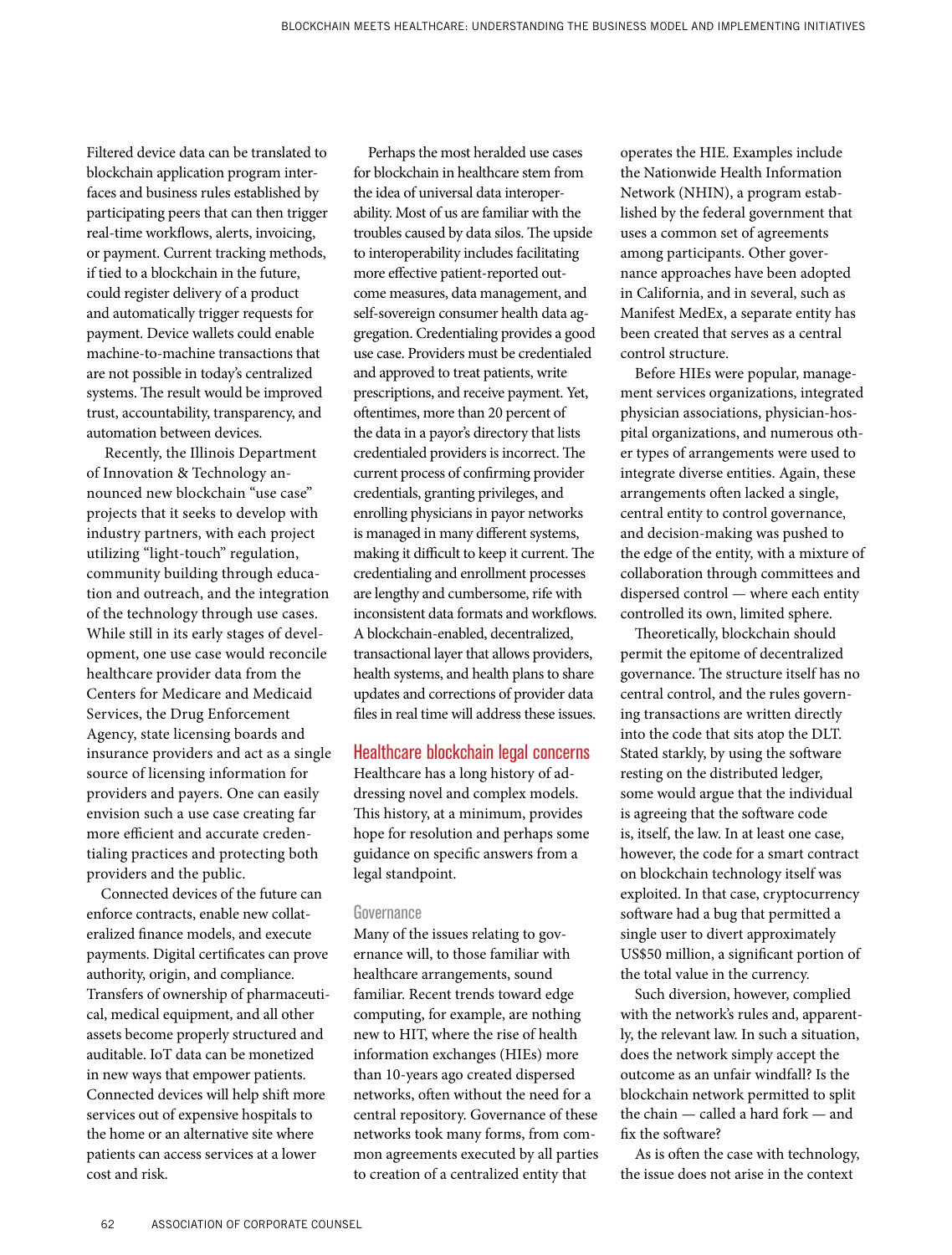Filtered device data can be translated to blockchain application program interfaces and business rules established by participating peers that can then trigger real-time workflows, alerts, invoicing, or payment. Current tracking methods, if tied to a blockchain in the future, could register delivery of a product and automatically trigger requests for payment. Device wallets could enable machine-to-machine transactions that are not possible in today's centralized systems. The result would be improved trust, accountability, transparency, and automation between devices.

Recently, the Illinois Department of Innovation & Technology announced new blockchain "use case" projects that it seeks to develop with industry partners, with each project utilizing "light-touch" regulation, community building through education and outreach, and the integration of the technology through use cases. While still in its early stages of development, one use case would reconcile healthcare provider data from the Centers for Medicare and Medicaid Services, the Drug Enforcement Agency, state licensing boards and insurance providers and act as a single source of licensing information for providers and payers. One can easily envision such a use case creating far more efficient and accurate credentialing practices and protecting both providers and the public.

Connected devices of the future can enforce contracts, enable new collateralized finance models, and execute payments. Digital certificates can prove authority, origin, and compliance. Transfers of ownership of pharmaceutical, medical equipment, and all other assets become properly structured and auditable. IoT data can be monetized in new ways that empower patients. Connected devices will help shift more services out of expensive hospitals to the home or an alternative site where patients can access services at a lower cost and risk.

Perhaps the most heralded use cases for blockchain in healthcare stem from the idea of universal data interoperability. Most of us are familiar with the troubles caused by data silos. The upside to interoperability includes facilitating more effective patient-reported outcome measures, data management, and self-sovereign consumer health data aggregation. Credentialing provides a good use case. Providers must be credentialed and approved to treat patients, write prescriptions, and receive payment. Yet, oftentimes, more than 20 percent of the data in a payor's directory that lists credentialed providers is incorrect. The current process of confirming provider credentials, granting privileges, and enrolling physicians in payor networks is managed in many different systems, making it difficult to keep it current. The credentialing and enrollment processes are lengthy and cumbersome, rife with inconsistent data formats and workflows. A blockchain-enabled, decentralized, transactional layer that allows providers, health systems, and health plans to share updates and corrections of provider data files in real time will address these issues.

## Healthcare blockchain legal concerns

Healthcare has a long history of addressing novel and complex models. This history, at a minimum, provides hope for resolution and perhaps some guidance on specific answers from a legal standpoint.

### Governance

Many of the issues relating to governance will, to those familiar with healthcare arrangements, sound familiar. Recent trends toward edge computing, for example, are nothing new to HIT, where the rise of health information exchanges (HIEs) more than 10-years ago created dispersed networks, often without the need for a central repository. Governance of these networks took many forms, from common agreements executed by all parties to creation of a centralized entity that operates the HIE. Examples include the Nationwide Health Information Network (NHIN), a program established by the federal government that uses a common set of agreements among participants. Other governance approaches have been adopted in California, and in several, such as Manifest MedEx, a separate entity has been created that serves as a central control structure.

Before HIEs were popular, management services organizations, integrated physician associations, physician-hospital organizations, and numerous other types of arrangements were used to integrate diverse entities. Again, these arrangements often lacked a single, central entity to control governance, and decision-making was pushed to the edge of the entity, with a mixture of collaboration through committees and dispersed control — where each entity controlled its own, limited sphere.

Theoretically, blockchain should permit the epitome of decentralized governance. The structure itself has no central control, and the rules governing transactions are written directly into the code that sits atop the DLT. Stated starkly, by using the software resting on the distributed ledger, some would argue that the individual is agreeing that the software code is, itself, the law. In at least one case, however, the code for a smart contract on blockchain technology itself was exploited. In that case, cryptocurrency software had a bug that permitted a single user to divert approximately US$50 million, a significant portion of the total value in the currency.

Such diversion, however, complied with the network's rules and, apparently, the relevant law. In such a situation, does the network simply accept the outcome as an unfair windfall? Is the blockchain network permitted to split the chain — called a hard fork — and fix the software?

As is often the case with technology, the issue does not arise in the context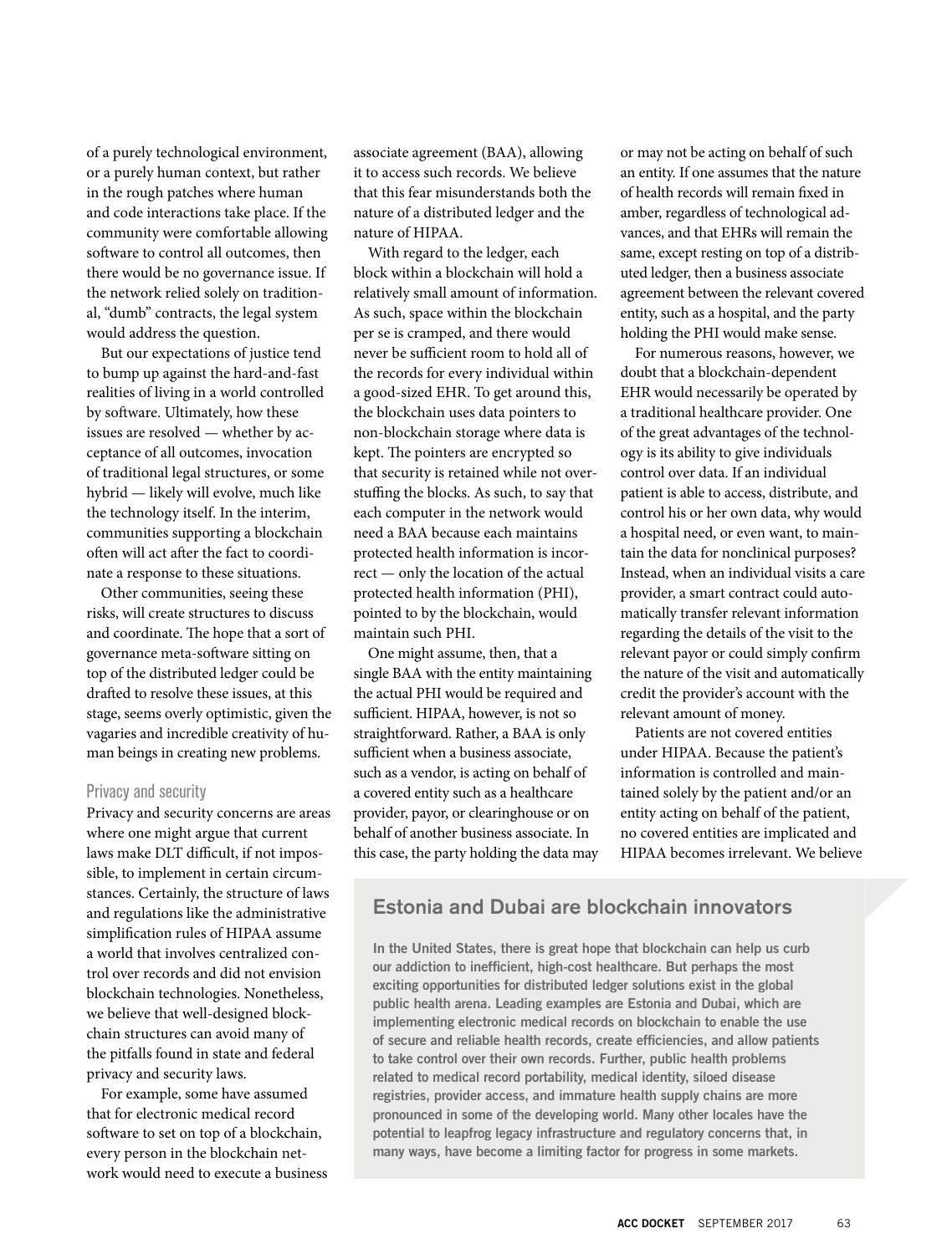of a purely technological environment, or a purely human context, but rather in the rough patches where human and code interactions take place. If the community were comfortable allowing software to control all outcomes, then there would be no governance issue. If the network relied solely on traditional, "dumb" contracts, the legal system would address the question.

But our expectations of justice tend to bump up against the hard-and-fast realities of living in a world controlled by software. Ultimately, how these issues are resolved — whether by acceptance of all outcomes, invocation of traditional legal structures, or some hybrid — likely will evolve, much like the technology itself. In the interim, communities supporting a blockchain often will act after the fact to coordinate a response to these situations.

Other communities, seeing these risks, will create structures to discuss and coordinate. The hope that a sort of governance meta-software sitting on top of the distributed ledger could be drafted to resolve these issues, at this stage, seems overly optimistic, given the vagaries and incredible creativity of human beings in creating new problems.

## Privacy and security

Privacy and security concerns are areas where one might argue that current laws make DLT difficult, if not impossible, to implement in certain circumstances. Certainly, the structure of laws and regulations like the administrative simplification rules of HIPAA assume a world that involves centralized control over records and did not envision blockchain technologies. Nonetheless, we believe that well-designed blockchain structures can avoid many of the pitfalls found in state and federal privacy and security laws.

For example, some have assumed that for electronic medical record software to set on top of a blockchain, every person in the blockchain network would need to execute a business associate agreement (BAA), allowing it to access such records. We believe that this fear misunderstands both the nature of a distributed ledger and the nature of HIPAA.

With regard to the ledger, each block within a blockchain will hold a relatively small amount of information. As such, space within the blockchain per se is cramped, and there would never be sufficient room to hold all of the records for every individual within a good-sized EHR. To get around this, the blockchain uses data pointers to non-blockchain storage where data is kept. The pointers are encrypted so that security is retained while not overstuffing the blocks. As such, to say that each computer in the network would need a BAA because each maintains protected health information is incorrect — only the location of the actual protected health information (PHI), pointed to by the blockchain, would maintain such PHI.

One might assume, then, that a single BAA with the entity maintaining the actual PHI would be required and sufficient. HIPAA, however, is not so straightforward. Rather, a BAA is only sufficient when a business associate, such as a vendor, is acting on behalf of a covered entity such as a healthcare provider, payor, or clearinghouse or on behalf of another business associate. In this case, the party holding the data may or may not be acting on behalf of such an entity. If one assumes that the nature of health records will remain fixed in amber, regardless of technological advances, and that EHRs will remain the same, except resting on top of a distributed ledger, then a business associate agreement between the relevant covered entity, such as a hospital, and the party holding the PHI would make sense.

For numerous reasons, however, we doubt that a blockchain-dependent EHR would necessarily be operated by a traditional healthcare provider. One of the great advantages of the technology is its ability to give individuals control over data. If an individual patient is able to access, distribute, and control his or her own data, why would a hospital need, or even want, to maintain the data for nonclinical purposes? Instead, when an individual visits a care provider, a smart contract could automatically transfer relevant information regarding the details of the visit to the relevant payor or could simply confirm the nature of the visit and automatically credit the provider's account with the relevant amount of money.

Patients are not covered entities under HIPAA. Because the patient's information is controlled and maintained solely by the patient and/or an entity acting on behalf of the patient, no covered entities are implicated and HIPAA becomes irrelevant. We believe

## Estonia and Dubai are blockchain innovators

**In the United States, there is great hope that blockchain can help us curb our addiction to inefficient, high-cost healthcare. But perhaps the most exciting opportunities for distributed ledger solutions exist in the global public health arena. Leading examples are Estonia and Dubai, which are implementing electronic medical records on blockchain to enable the use of secure and reliable health records, create efficiencies, and allow patients to take control over their own records. Further, public health problems related to medical record portability, medical identity, siloed disease registries, provider access, and immature health supply chains are more pronounced in some of the developing world. Many other locales have the potential to leapfrog legacy infrastructure and regulatory concerns that, in many ways, have become a limiting factor for progress in some markets.**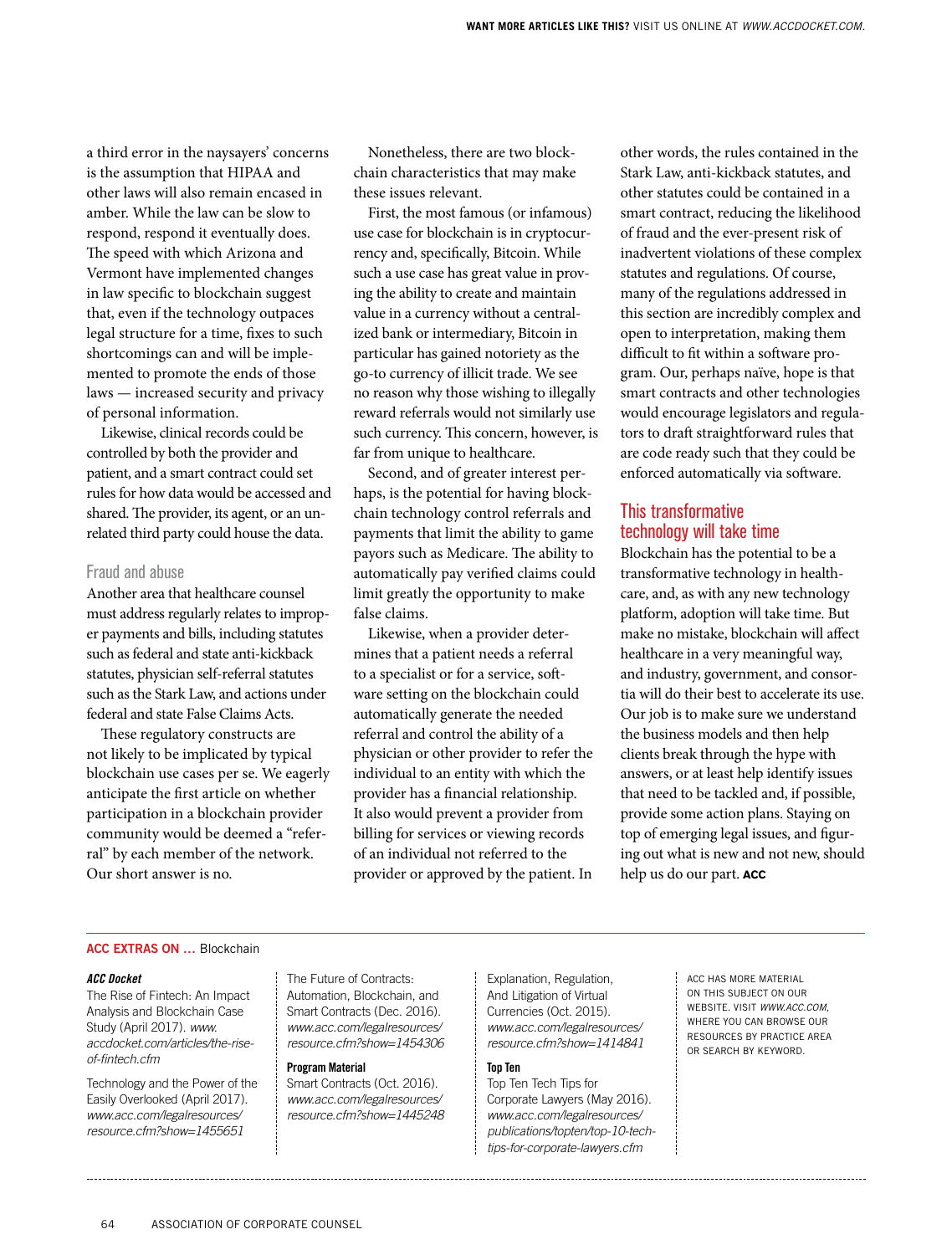a third error in the naysayers' concerns is the assumption that HIPAA and other laws will also remain encased in amber. While the law can be slow to respond, respond it eventually does. The speed with which Arizona and Vermont have implemented changes in law specific to blockchain suggest that, even if the technology outpaces legal structure for a time, fixes to such shortcomings can and will be implemented to promote the ends of those laws — increased security and privacy of personal information.

Likewise, clinical records could be controlled by both the provider and patient, and a smart contract could set rules for how data would be accessed and shared. The provider, its agent, or an unrelated third party could house the data.

## Fraud and abuse

Another area that healthcare counsel must address regularly relates to improper payments and bills, including statutes such as federal and state anti-kickback statutes, physician self-referral statutes such as the Stark Law, and actions under federal and state False Claims Acts.

These regulatory constructs are not likely to be implicated by typical blockchain use cases per se. We eagerly anticipate the first article on whether participation in a blockchain provider community would be deemed a "referral" by each member of the network. Our short answer is no.

Nonetheless, there are two blockchain characteristics that may make these issues relevant.

First, the most famous (or infamous) use case for blockchain is in cryptocurrency and, specifically, Bitcoin. While such a use case has great value in proving the ability to create and maintain value in a currency without a centralized bank or intermediary, Bitcoin in particular has gained notoriety as the go-to currency of illicit trade. We see no reason why those wishing to illegally reward referrals would not similarly use such currency. This concern, however, is far from unique to healthcare.

Second, and of greater interest perhaps, is the potential for having blockchain technology control referrals and payments that limit the ability to game payors such as Medicare. The ability to automatically pay verified claims could limit greatly the opportunity to make false claims.

Likewise, when a provider determines that a patient needs a referral to a specialist or for a service, software setting on the blockchain could automatically generate the needed referral and control the ability of a physician or other provider to refer the individual to an entity with which the provider has a financial relationship. It also would prevent a provider from billing for services or viewing records of an individual not referred to the provider or approved by the patient. In other words, the rules contained in the Stark Law, anti-kickback statutes, and other statutes could be contained in a smart contract, reducing the likelihood of fraud and the ever-present risk of inadvertent violations of these complex statutes and regulations. Of course, many of the regulations addressed in this section are incredibly complex and open to interpretation, making them difficult to fit within a software program. Our, perhaps naïve, hope is that smart contracts and other technologies would encourage legislators and regulators to draft straightforward rules that are code ready such that they could be enforced automatically via software.

## This transformative technology will take time

Blockchain has the potential to be a transformative technology in healthcare, and, as with any new technology platform, adoption will take time. But make no mistake, blockchain will affect healthcare in a very meaningful way, and industry, government, and consortia will do their best to accelerate its use. Our job is to make sure we understand the business models and then help clients break through the hype with answers, or at least help identify issues that need to be tackled and, if possible, provide some action plans. Staying on top of emerging legal issues, and figuring out what is new and not new, should help us do our part. **ACC**

---

**ACC EXTRAS ON …** Blockchain

***ACC Docket***

The Rise of Fintech: An Impact Analysis and Blockchain Case Study (April 2017). *www.accdocket.com/articles/the-rise-of-fintech.cfm*

Technology and the Power of the Easily Overlooked (April 2017). *www.acc.com/legalresources/resource.cfm?show=1455651*

The Future of Contracts: Automation, Blockchain, and Smart Contracts (Dec. 2016). *www.acc.com/legalresources/resource.cfm?show=1454306*

**Program Material**

Smart Contracts (Oct. 2016). *www.acc.com/legalresources/resource.cfm?show=1445248*

Explanation, Regulation, And Litigation of Virtual Currencies (Oct. 2015). *www.acc.com/legalresources/resource.cfm?show=1414841*

**Top Ten**

Top Ten Tech Tips for Corporate Lawyers (May 2016). *www.acc.com/legalresources/publications/topten/top-10-tech-tips-for-corporate-lawyers.cfm*

ACC HAS MORE MATERIAL ON THIS SUBJECT ON OUR WEBSITE. VISIT *WWW.ACC.COM*, WHERE YOU CAN BROWSE OUR RESOURCES BY PRACTICE AREA OR SEARCH BY KEYWORD.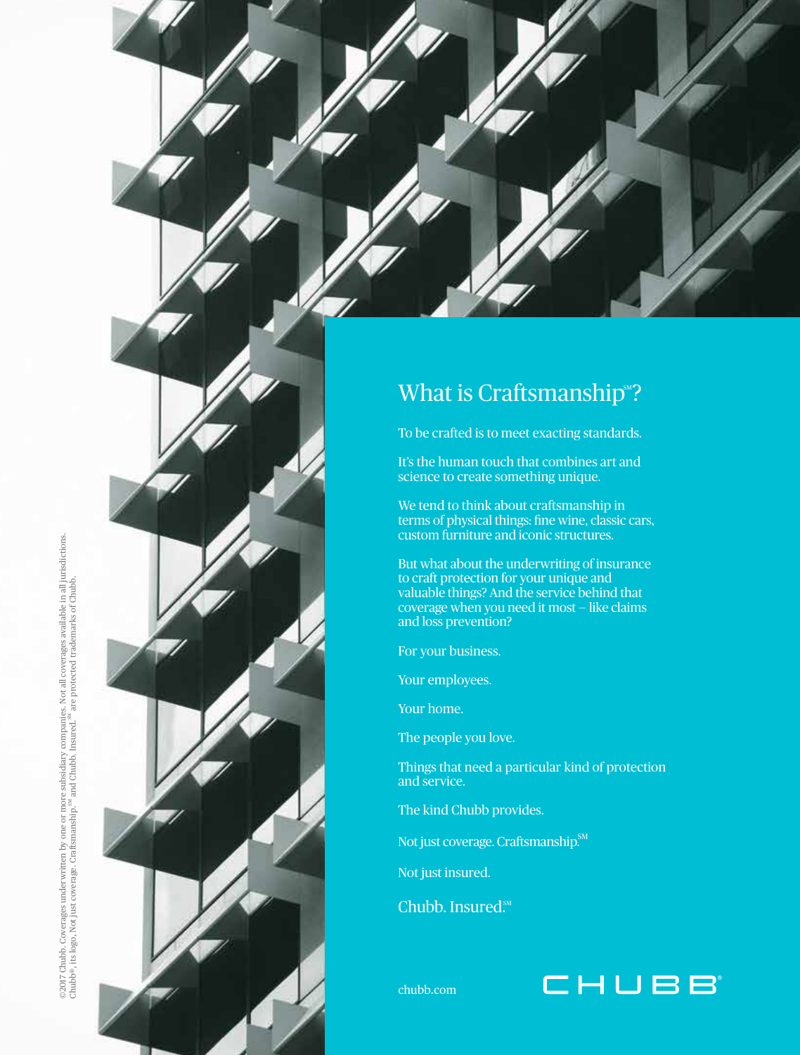## What is Craftsmanship[SM]?

To be crafted is to meet exacting standards.

It's the human touch that combines art and science to create something unique.

We tend to think about craftsmanship in terms of physical things: fine wine, classic cars, custom furniture and iconic structures.

But what about the underwriting of insurance to craft protection for your unique and valuable things? And the service behind that coverage when you need it most – like claims and loss prevention?

For your business.

Your employees.

Your home.

The people you love.

Things that need a particular kind of protection and service.

The kind Chubb provides.

Not just coverage. Craftsmanship.[SM]

Not just insured.

Chubb. Insured.[SM]

chubb.com

CHUBB®

©2017 Chubb. Coverages underwritten by one or more subsidiary companies. Not all coverages available in all jurisdictions. Chubb®, its logo, Not just coverage. Craftsmanship.[SM] and Chubb. Insured.[SM] are protected trademarks of Chubb.